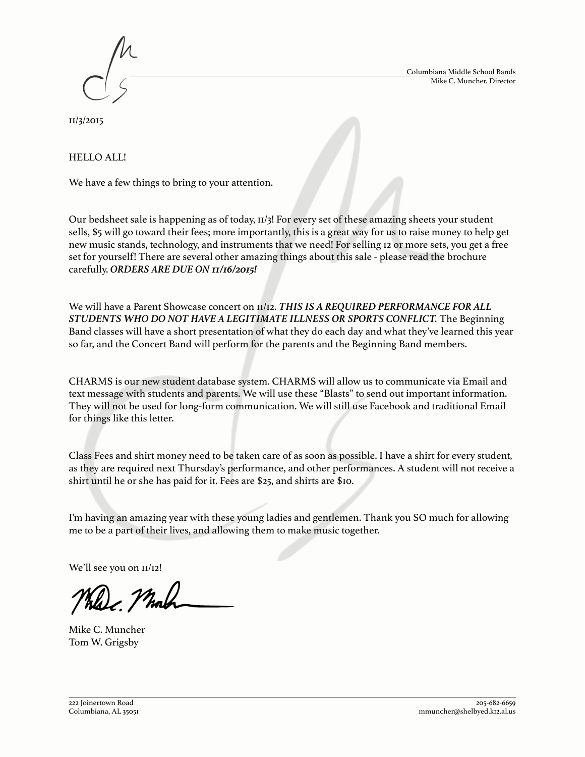Columbiana Middle School Bands
Mike C. Muncher, Director

11/3/2015

HELLO ALL!

We have a few things to bring to your attention.

Our bedsheet sale is happening as of today, 11/3! For every set of these amazing sheets your student sells, $5 will go toward their fees; more importantly, this is a great way for us to raise money to help get new music stands, technology, and instruments that we need! For selling 12 or more sets, you get a free set for yourself! There are several other amazing things about this sale - please read the brochure carefully. ***ORDERS ARE DUE ON 11/16/2015!***

We will have a Parent Showcase concert on 11/12. ***THIS IS A REQUIRED PERFORMANCE FOR ALL STUDENTS WHO DO NOT HAVE A LEGITIMATE ILLNESS OR SPORTS CONFLICT.*** The Beginning Band classes will have a short presentation of what they do each day and what they've learned this year so far, and the Concert Band will perform for the parents and the Beginning Band members.

CHARMS is our new student database system. CHARMS will allow us to communicate via Email and text message with students and parents. We will use these "Blasts" to send out important information. They will not be used for long-form communication. We will still use Facebook and traditional Email for things like this letter.

Class Fees and shirt money need to be taken care of as soon as possible. I have a shirt for every student, as they are required next Thursday's performance, and other performances. A student will not receive a shirt until he or she has paid for it. Fees are $25, and shirts are $10.

I'm having an amazing year with these young ladies and gentlemen. Thank you SO much for allowing me to be a part of their lives, and allowing them to make music together.

We'll see you on 11/12!

Mike C. Muncher
Tom W. Grigsby

222 Joinertown Road
Columbiana, AL 35051

205-682-6659
mmuncher@shelbyed.k12.al.us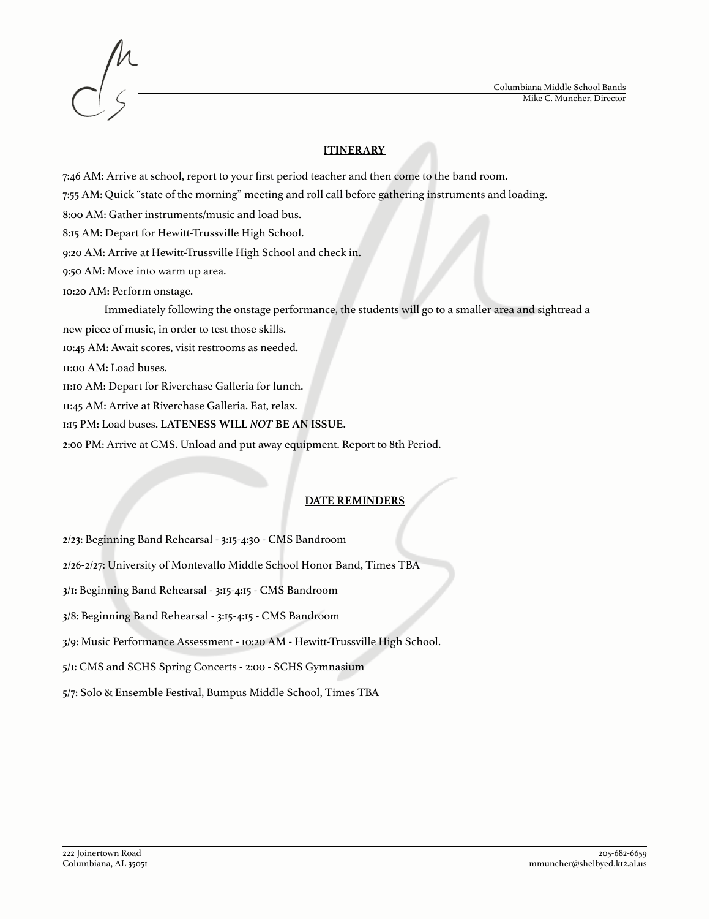## ITINERARY

7:46 AM: Arrive at school, report to your first period teacher and then come to the band room.

7:55 AM: Quick "state of the morning" meeting and roll call before gathering instruments and loading.

8:00 AM: Gather instruments/music and load bus.

8:15 AM: Depart for Hewitt-Trussville High School.

9:20 AM: Arrive at Hewitt-Trussville High School and check in.

9:50 AM: Move into warm up area.

10:20 AM: Perform onstage.

Immediately following the onstage performance, the students will go to a smaller area and sightread a new piece of music, in order to test those skills.

10:45 AM: Await scores, visit restrooms as needed.

11:00 AM: Load buses.

11:10 AM: Depart for Riverchase Galleria for lunch.

11:45 AM: Arrive at Riverchase Galleria. Eat, relax.

1:15 PM: Load buses. **LATENESS WILL *NOT* BE AN ISSUE.**

2:00 PM: Arrive at CMS. Unload and put away equipment. Report to 8th Period.

## DATE REMINDERS

2/23: Beginning Band Rehearsal - 3:15-4:30 - CMS Bandroom

2/26-2/27: University of Montevallo Middle School Honor Band, Times TBA

3/1: Beginning Band Rehearsal - 3:15-4:15 - CMS Bandroom

3/8: Beginning Band Rehearsal - 3:15-4:15 - CMS Bandroom

3/9: Music Performance Assessment - 10:20 AM - Hewitt-Trussville High School.

5/1: CMS and SCHS Spring Concerts - 2:00 - SCHS Gymnasium

5/7: Solo & Ensemble Festival, Bumpus Middle School, Times TBA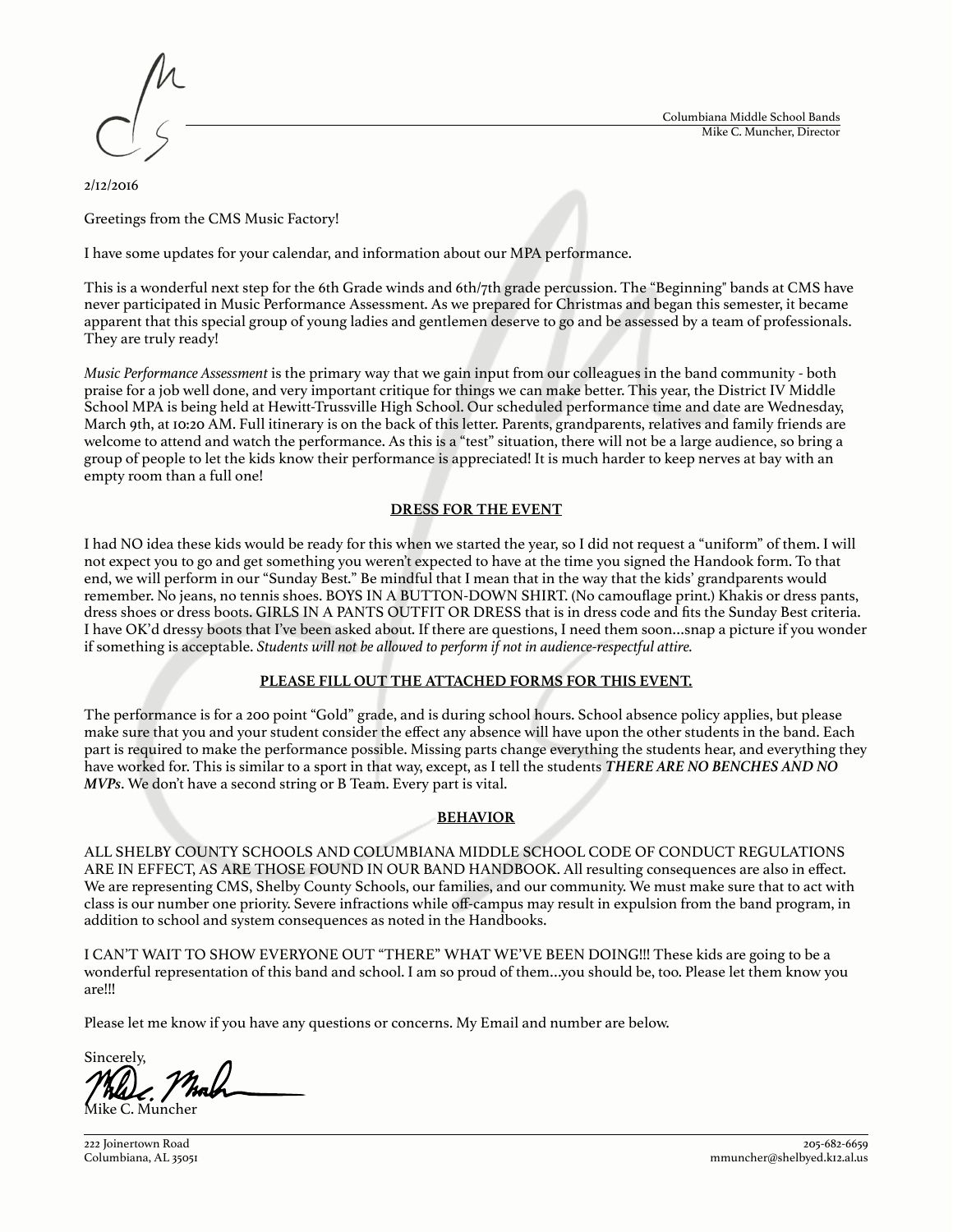Columbiana Middle School Bands
Mike C. Muncher, Director

2/12/2016

Greetings from the CMS Music Factory!

I have some updates for your calendar, and information about our MPA performance.

This is a wonderful next step for the 6th Grade winds and 6th/7th grade percussion. The "Beginning" bands at CMS have never participated in Music Performance Assessment. As we prepared for Christmas and began this semester, it became apparent that this special group of young ladies and gentlemen deserve to go and be assessed by a team of professionals. They are truly ready!

*Music Performance Assessment* is the primary way that we gain input from our colleagues in the band community - both praise for a job well done, and very important critique for things we can make better. This year, the District IV Middle School MPA is being held at Hewitt-Trussville High School. Our scheduled performance time and date are Wednesday, March 9th, at 10:20 AM. Full itinerary is on the back of this letter. Parents, grandparents, relatives and family friends are welcome to attend and watch the performance. As this is a "test" situation, there will not be a large audience, so bring a group of people to let the kids know their performance is appreciated! It is much harder to keep nerves at bay with an empty room than a full one!

## DRESS FOR THE EVENT

I had NO idea these kids would be ready for this when we started the year, so I did not request a "uniform" of them. I will not expect you to go and get something you weren't expected to have at the time you signed the Handook form. To that end, we will perform in our "Sunday Best." Be mindful that I mean that in the way that the kids' grandparents would remember. No jeans, no tennis shoes. BOYS IN A BUTTON-DOWN SHIRT. (No camouflage print.) Khakis or dress pants, dress shoes or dress boots. GIRLS IN A PANTS OUTFIT OR DRESS that is in dress code and fits the Sunday Best criteria. I have OK'd dressy boots that I've been asked about. If there are questions, I need them soon…snap a picture if you wonder if something is acceptable. *Students will not be allowed to perform if not in audience-respectful attire.*

## PLEASE FILL OUT THE ATTACHED FORMS FOR THIS EVENT.

The performance is for a 200 point "Gold" grade, and is during school hours. School absence policy applies, but please make sure that you and your student consider the effect any absence will have upon the other students in the band. Each part is required to make the performance possible. Missing parts change everything the students hear, and everything they have worked for. This is similar to a sport in that way, except, as I tell the students ***THERE ARE NO BENCHES AND NO MVPs***. We don't have a second string or B Team. Every part is vital.

## BEHAVIOR

ALL SHELBY COUNTY SCHOOLS AND COLUMBIANA MIDDLE SCHOOL CODE OF CONDUCT REGULATIONS ARE IN EFFECT, AS ARE THOSE FOUND IN OUR BAND HANDBOOK. All resulting consequences are also in effect. We are representing CMS, Shelby County Schools, our families, and our community. We must make sure that to act with class is our number one priority. Severe infractions while off-campus may result in expulsion from the band program, in addition to school and system consequences as noted in the Handbooks.

I CAN'T WAIT TO SHOW EVERYONE OUT "THERE" WHAT WE'VE BEEN DOING!!! These kids are going to be a wonderful representation of this band and school. I am so proud of them…you should be, too. Please let them know you are!!!

Please let me know if you have any questions or concerns. My Email and number are below.

Sincerely,

Mike C. Muncher

222 Joinertown Road
Columbiana, AL 35051

205-682-6659
mmuncher@shelbyed.k12.al.us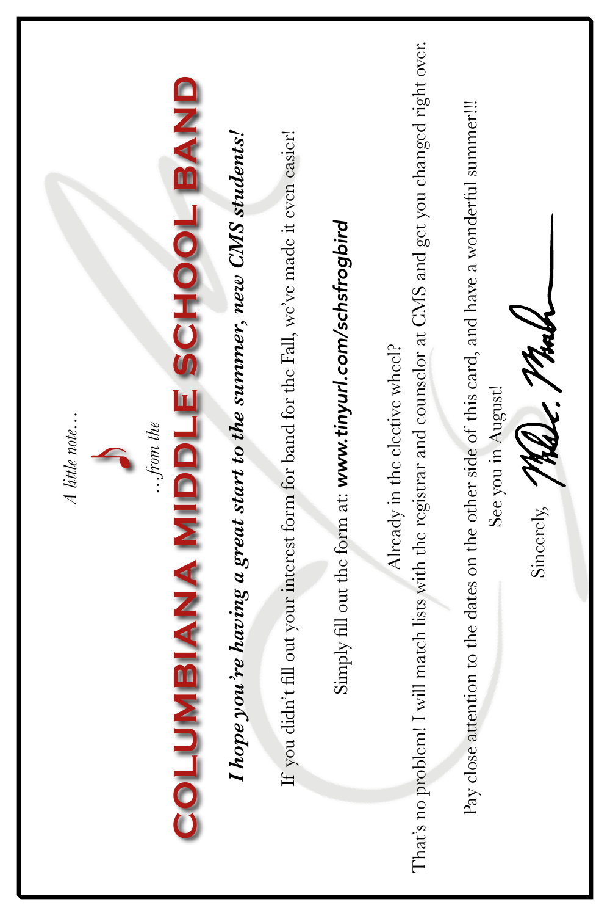*A little note…*

*…from the*

# COLUMBIANA MIDDLE SCHOOL BAND

***I hope you're having a great start to the summer, new CMS students!***

If you didn't fill out your interest form for band for the Fall, we've made it even easier!

Simply fill out the form at: ***www.tinyurl.com/schsfrogbird***

Already in the elective wheel?
That's no problem! I will match lists with the registrar and counselor at CMS and get you changed right over.

Pay close attention to the dates on the other side of this card, and have a wonderful summer!!!

See you in August!

Sincerely,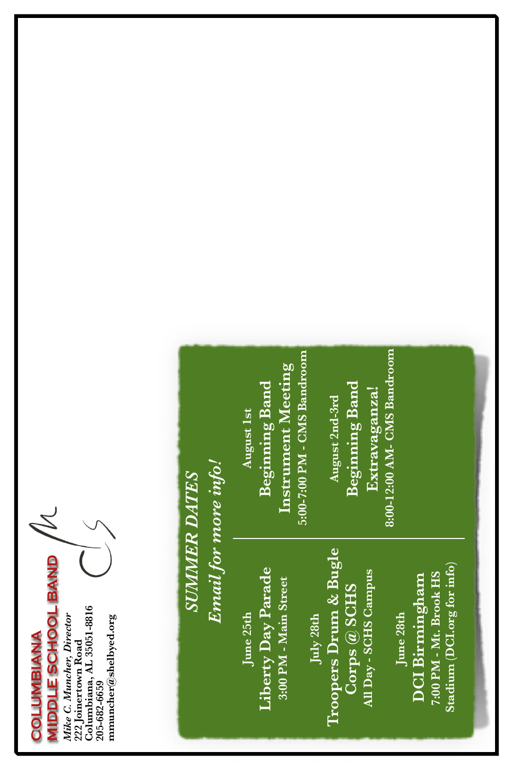**COLUMBIANA MIDDLE SCHOOL BAND**

*Mike C. Muncher, Director*
222 Joinertown Road
Columbiana, AL 35051-8816
205-682-6659
mmuncher@shelbyed.org

## *SUMMER DATES*

*Email for more info!*

June 25th
**Liberty Day Parade**
3:00 PM - Main Street

July 28th
**Troopers Drum & Bugle Corps @ SCHS**
All Day - SCHS Campus

June 28th
**DCI Birmingham**
7:00 PM - Mt. Brook HS Stadium (DCI.org for info)

August 1st
**Beginning Band Instrument Meeting**
5:00-7:00 PM - CMS Bandroom

August 2nd-3rd
**Beginning Band Extravaganza!**
8:00-12:00 AM- CMS Bandroom